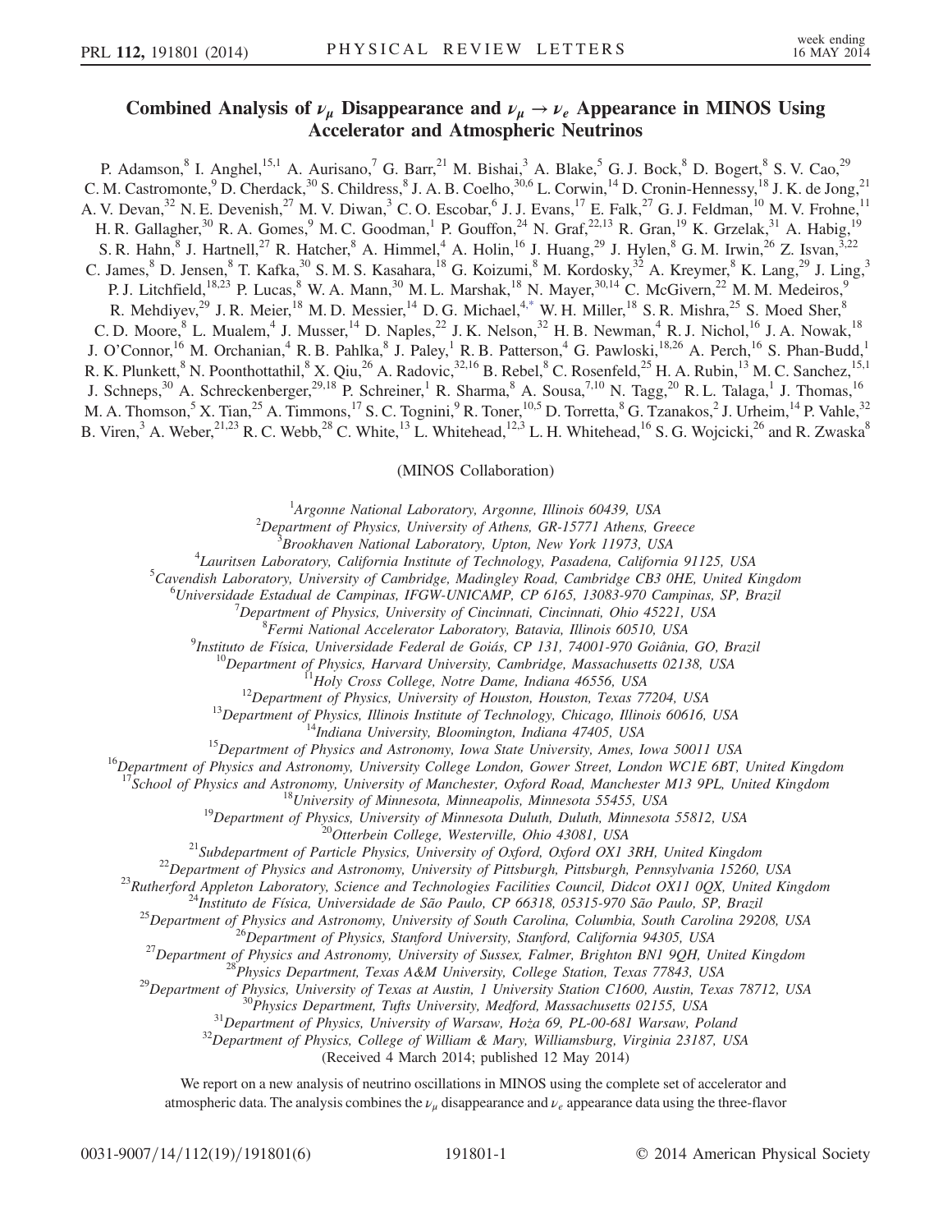# Combined Analysis of $\nu_\mu$ Disappearance and $\nu_\mu \to \nu_e$ Appearance in MINOS Using Accelerator and Atmospheric Neutrinos

P. Adamson,[8] I. Anghel,[15,1] A. Aurisano,[7] G. Barr,[21] M. Bishai,[3] A. Blake,[5] G. J. Bock,[8] D. Bogert,[8] S. V. Cao,[29] C. M. Castromonte,[9] D. Cherdack,[30] S. Childress,[8] J. A. B. Coelho,[30,6] L. Corwin,[14] D. Cronin-Hennessy,[18] J. K. de Jong,[21] A. V. Devan,[32] N. E. Devenish,[27] M. V. Diwan,[3] C. O. Escobar,[6] J. J. Evans,[17] E. Falk,[27] G. J. Feldman,[10] M. V. Frohne,[11] H. R. Gallagher,[30] R. A. Gomes,[9] M. C. Goodman,[1] P. Gouffon,[24] N. Graf,[22,13] R. Gran,[19] K. Grzelak,[31] A. Habig,[19] S. R. Hahn,[8] J. Hartnell,[27] R. Hatcher,[8] A. Himmel,[4] A. Holin,[16] J. Huang,[29] J. Hylen,[8] G. M. Irwin,[26] Z. Isvan,[3,22] C. James,[8] D. Jensen,[8] T. Kafka,[30] S. M. S. Kasahara,[18] G. Koizumi,[8] M. Kordosky,[32] A. Kreymer,[8] K. Lang,[29] J. Ling,[3] P. J. Litchfield,[18,23] P. Lucas,[8] W. A. Mann,[30] M. L. Marshak,[18] N. Mayer,[30,14] C. McGivern,[22] M. M. Medeiros,[9] R. Mehdiyev,[29] J. R. Meier,[18] M. D. Messier,[14] D. G. Michael,[4,*] W. H. Miller,[18] S. R. Mishra,[25] S. Moed Sher,[8] C. D. Moore,[8] L. Mualem,[4] J. Musser,[14] D. Naples,[22] J. K. Nelson,[32] H. B. Newman,[4] R. J. Nichol,[16] J. A. Nowak,[18] J. O'Connor,[16] M. Orchanian,[4] R. B. Pahlka,[8] J. Paley,[1] R. B. Patterson,[4] G. Pawloski,[18,26] A. Perch,[16] S. Phan-Budd,[1] R. K. Plunkett,[8] N. Poonthottathil,[8] X. Qiu,[26] A. Radovic,[32,16] B. Rebel,[8] C. Rosenfeld,[25] H. A. Rubin,[13] M. C. Sanchez,[15,1] J. Schneps,[30] A. Schreckenberger,[29,18] P. Schreiner,[1] R. Sharma,[8] A. Sousa,[7,10] N. Tagg,[20] R. L. Talaga,[1] J. Thomas,[16] M. A. Thomson,[5] X. Tian,[25] A. Timmons,[17] S. C. Tognini,[9] R. Toner,[10,5] D. Torretta,[8] G. Tzanakos,[2] J. Urheim,[14] P. Vahle,[32] B. Viren,[3] A. Weber,[21,23] R. C. Webb,[28] C. White,[13] L. Whitehead,[12,3] L. H. Whitehead,[16] S. G. Wojcicki,[26] and R. Zwaska[8]

(MINOS Collaboration)

[1]*Argonne National Laboratory, Argonne, Illinois 60439, USA*
[2]*Department of Physics, University of Athens, GR-15771 Athens, Greece*
[3]*Brookhaven National Laboratory, Upton, New York 11973, USA*
[4]*Lauritsen Laboratory, California Institute of Technology, Pasadena, California 91125, USA*
[5]*Cavendish Laboratory, University of Cambridge, Madingley Road, Cambridge CB3 0HE, United Kingdom*
[6]*Universidade Estadual de Campinas, IFGW-UNICAMP, CP 6165, 13083-970 Campinas, SP, Brazil*
[7]*Department of Physics, University of Cincinnati, Cincinnati, Ohio 45221, USA*
[8]*Fermi National Accelerator Laboratory, Batavia, Illinois 60510, USA*
[9]*Instituto de Física, Universidade Federal de Goiás, CP 131, 74001-970 Goiânia, GO, Brazil*
[10]*Department of Physics, Harvard University, Cambridge, Massachusetts 02138, USA*
[11]*Holy Cross College, Notre Dame, Indiana 46556, USA*
[12]*Department of Physics, University of Houston, Houston, Texas 77204, USA*
[13]*Department of Physics, Illinois Institute of Technology, Chicago, Illinois 60616, USA*
[14]*Indiana University, Bloomington, Indiana 47405, USA*
[15]*Department of Physics and Astronomy, Iowa State University, Ames, Iowa 50011 USA*
[16]*Department of Physics and Astronomy, University College London, Gower Street, London WC1E 6BT, United Kingdom*
[17]*School of Physics and Astronomy, University of Manchester, Oxford Road, Manchester M13 9PL, United Kingdom*
[18]*University of Minnesota, Minneapolis, Minnesota 55455, USA*
[19]*Department of Physics, University of Minnesota Duluth, Duluth, Minnesota 55812, USA*
[20]*Otterbein College, Westerville, Ohio 43081, USA*
[21]*Subdepartment of Particle Physics, University of Oxford, Oxford OX1 3RH, United Kingdom*
[22]*Department of Physics and Astronomy, University of Pittsburgh, Pittsburgh, Pennsylvania 15260, USA*
[23]*Rutherford Appleton Laboratory, Science and Technologies Facilities Council, Didcot OX11 0QX, United Kingdom*
[24]*Instituto de Física, Universidade de São Paulo, CP 66318, 05315-970 São Paulo, SP, Brazil*
[25]*Department of Physics and Astronomy, University of South Carolina, Columbia, South Carolina 29208, USA*
[26]*Department of Physics, Stanford University, Stanford, California 94305, USA*
[27]*Department of Physics and Astronomy, University of Sussex, Falmer, Brighton BN1 9QH, United Kingdom*
[28]*Physics Department, Texas A&M University, College Station, Texas 77843, USA*
[29]*Department of Physics, University of Texas at Austin, 1 University Station C1600, Austin, Texas 78712, USA*
[30]*Physics Department, Tufts University, Medford, Massachusetts 02155, USA*
[31]*Department of Physics, University of Warsaw, Hoża 69, PL-00-681 Warsaw, Poland*
[32]*Department of Physics, College of William & Mary, Williamsburg, Virginia 23187, USA*

(Received 4 March 2014; published 12 May 2014)

We report on a new analysis of neutrino oscillations in MINOS using the complete set of accelerator and atmospheric data. The analysis combines the $\nu_\mu$ disappearance and $\nu_e$ appearance data using the three-flavor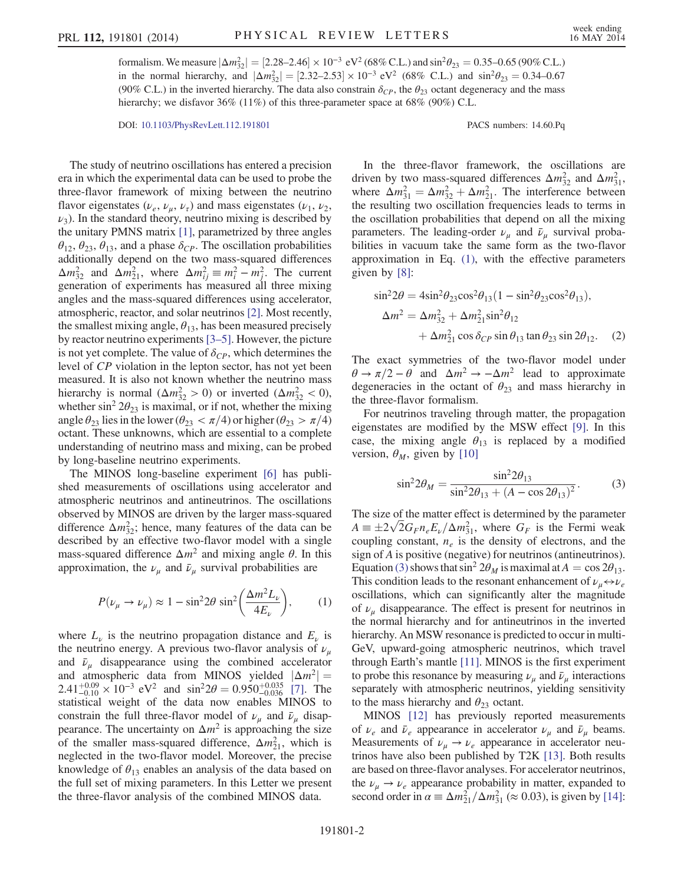formalism. We measure $|\Delta m^2_{32}| = [2.28\text{–}2.46] \times 10^{-3}\ \text{eV}^2$ (68% C.L.) and $\sin^2\theta_{23} = 0.35\text{–}0.65$ (90% C.L.) in the normal hierarchy, and $|\Delta m^2_{32}| = [2.32\text{–}2.53] \times 10^{-3}\ \text{eV}^2$ (68% C.L.) and $\sin^2\theta_{23} = 0.34\text{–}0.67$ (90% C.L.) in the inverted hierarchy. The data also constrain $\delta_{CP}$, the $\theta_{23}$ octant degeneracy and the mass hierarchy; we disfavor 36% (11%) of this three-parameter space at 68% (90%) C.L.

DOI: 10.1103/PhysRevLett.112.191801 PACS numbers: 14.60.Pq

The study of neutrino oscillations has entered a precision era in which the experimental data can be used to probe the three-flavor framework of mixing between the neutrino flavor eigenstates ($\nu_e$, $\nu_\mu$, $\nu_\tau$) and mass eigenstates ($\nu_1$, $\nu_2$, $\nu_3$). In the standard theory, neutrino mixing is described by the unitary PMNS matrix [1], parametrized by three angles $\theta_{12}$, $\theta_{23}$, $\theta_{13}$, and a phase $\delta_{CP}$. The oscillation probabilities additionally depend on the two mass-squared differences $\Delta m^2_{32}$ and $\Delta m^2_{21}$, where $\Delta m^2_{ij} \equiv m^2_i - m^2_j$. The current generation of experiments has measured all three mixing angles and the mass-squared differences using accelerator, atmospheric, reactor, and solar neutrinos [2]. Most recently, the smallest mixing angle, $\theta_{13}$, has been measured precisely by reactor neutrino experiments [3–5]. However, the picture is not yet complete. The value of $\delta_{CP}$, which determines the level of $CP$ violation in the lepton sector, has not yet been measured. It is also not known whether the neutrino mass hierarchy is normal ($\Delta m^2_{32} > 0$) or inverted ($\Delta m^2_{32} < 0$), whether $\sin^2 2\theta_{23}$ is maximal, or if not, whether the mixing angle $\theta_{23}$ lies in the lower ($\theta_{23} < \pi/4$) or higher ($\theta_{23} > \pi/4$) octant. These unknowns, which are essential to a complete understanding of neutrino mass and mixing, can be probed by long-baseline neutrino experiments.

The MINOS long-baseline experiment [6] has published measurements of oscillations using accelerator and atmospheric neutrinos and antineutrinos. The oscillations observed by MINOS are driven by the larger mass-squared difference $\Delta m^2_{32}$; hence, many features of the data can be described by an effective two-flavor model with a single mass-squared difference $\Delta m^2$ and mixing angle $\theta$. In this approximation, the $\nu_\mu$ and $\bar{\nu}_\mu$ survival probabilities are

$$P(\nu_\mu \to \nu_\mu) \approx 1 - \sin^2 2\theta \sin^2\left(\frac{\Delta m^2 L_\nu}{4E_\nu}\right), \tag{1}$$

where $L_\nu$ is the neutrino propagation distance and $E_\nu$ is the neutrino energy. A previous two-flavor analysis of $\nu_\mu$ and $\bar{\nu}_\mu$ disappearance using the combined accelerator and atmospheric data from MINOS yielded $|\Delta m^2| = 2.41^{+0.09}_{-0.10} \times 10^{-3}\ \text{eV}^2$ and $\sin^2 2\theta = 0.950^{+0.035}_{-0.036}$ [7]. The statistical weight of the data now enables MINOS to constrain the full three-flavor model of $\nu_\mu$ and $\bar{\nu}_\mu$ disappearance. The uncertainty on $\Delta m^2$ is approaching the size of the smaller mass-squared difference, $\Delta m^2_{21}$, which is neglected in the two-flavor model. Moreover, the precise knowledge of $\theta_{13}$ enables an analysis of the data based on the full set of mixing parameters. In this Letter we present the three-flavor analysis of the combined MINOS data.

In the three-flavor framework, the oscillations are driven by two mass-squared differences $\Delta m^2_{32}$ and $\Delta m^2_{31}$, where $\Delta m^2_{31} = \Delta m^2_{32} + \Delta m^2_{21}$. The interference between the resulting two oscillation frequencies leads to terms in the oscillation probabilities that depend on all the mixing parameters. The leading-order $\nu_\mu$ and $\bar{\nu}_\mu$ survival probabilities in vacuum take the same form as the two-flavor approximation in Eq. (1), with the effective parameters given by [8]:

$$\begin{aligned}
\sin^2 2\theta &= 4\sin^2\theta_{23}\cos^2\theta_{13}(1 - \sin^2\theta_{23}\cos^2\theta_{13}), \\
\Delta m^2 &= \Delta m^2_{32} + \Delta m^2_{21}\sin^2\theta_{12} \\
&\quad + \Delta m^2_{21}\cos\delta_{CP}\sin\theta_{13}\tan\theta_{23}\sin 2\theta_{12}.
\end{aligned} \tag{2}$$

The exact symmetries of the two-flavor model under $\theta \to \pi/2 - \theta$ and $\Delta m^2 \to -\Delta m^2$ lead to approximate degeneracies in the octant of $\theta_{23}$ and mass hierarchy in the three-flavor formalism.

For neutrinos traveling through matter, the propagation eigenstates are modified by the MSW effect [9]. In this case, the mixing angle $\theta_{13}$ is replaced by a modified version, $\theta_M$, given by [10]

$$\sin^2 2\theta_M = \frac{\sin^2 2\theta_{13}}{\sin^2 2\theta_{13} + (A - \cos 2\theta_{13})^2}. \tag{3}$$

The size of the matter effect is determined by the parameter $A \equiv \pm 2\sqrt{2} G_F n_e E_\nu / \Delta m^2_{31}$, where $G_F$ is the Fermi weak coupling constant, $n_e$ is the density of electrons, and the sign of $A$ is positive (negative) for neutrinos (antineutrinos). Equation (3) shows that $\sin^2 2\theta_M$ is maximal at $A = \cos 2\theta_{13}$. This condition leads to the resonant enhancement of $\nu_\mu \leftrightarrow \nu_e$ oscillations, which can significantly alter the magnitude of $\nu_\mu$ disappearance. The effect is present for neutrinos in the normal hierarchy and for antineutrinos in the inverted hierarchy. An MSW resonance is predicted to occur in multi-GeV, upward-going atmospheric neutrinos, which travel through Earth's mantle [11]. MINOS is the first experiment to probe this resonance by measuring $\nu_\mu$ and $\bar{\nu}_\mu$ interactions separately with atmospheric neutrinos, yielding sensitivity to the mass hierarchy and $\theta_{23}$ octant.

MINOS [12] has previously reported measurements of $\nu_e$ and $\bar{\nu}_e$ appearance in accelerator $\nu_\mu$ and $\bar{\nu}_\mu$ beams. Measurements of $\nu_\mu \to \nu_e$ appearance in accelerator neutrinos have also been published by T2K [13]. Both results are based on three-flavor analyses. For accelerator neutrinos, the $\nu_\mu \to \nu_e$ appearance probability in matter, expanded to second order in $\alpha \equiv \Delta m^2_{21}/\Delta m^2_{31}$ ($\approx 0.03$), is given by [14]: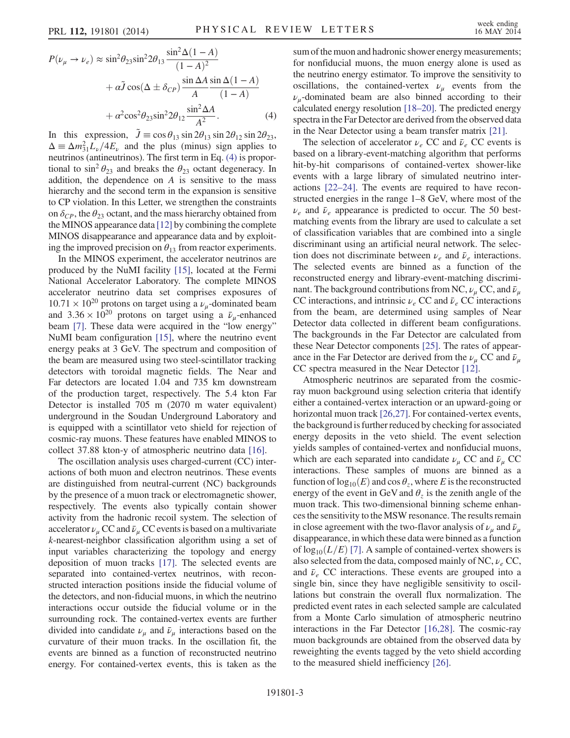$$P(\nu_\mu \to \nu_e) \approx \sin^2\theta_{23}\sin^2 2\theta_{13}\frac{\sin^2\Delta(1-A)}{(1-A)^2} + \alpha\tilde{J}\cos(\Delta \pm \delta_{CP})\frac{\sin\Delta A}{A}\frac{\sin\Delta(1-A)}{(1-A)} + \alpha^2\cos^2\theta_{23}\sin^2 2\theta_{12}\frac{\sin^2\Delta A}{A^2}. \quad (4)$$

In this expression, $\tilde{J} \equiv \cos\theta_{13}\sin 2\theta_{13}\sin 2\theta_{12}\sin 2\theta_{23}$, $\Delta \equiv \Delta m^2_{31}L_\nu/4E_\nu$ and the plus (minus) sign applies to neutrinos (antineutrinos). The first term in Eq. (4) is proportional to $\sin^2\theta_{23}$ and breaks the $\theta_{23}$ octant degeneracy. In addition, the dependence on $A$ is sensitive to the mass hierarchy and the second term in the expansion is sensitive to CP violation. In this Letter, we strengthen the constraints on $\delta_{CP}$, the $\theta_{23}$ octant, and the mass hierarchy obtained from the MINOS appearance data [12] by combining the complete MINOS disappearance and appearance data and by exploiting the improved precision on $\theta_{13}$ from reactor experiments.

In the MINOS experiment, the accelerator neutrinos are produced by the NuMI facility [15], located at the Fermi National Accelerator Laboratory. The complete MINOS accelerator neutrino data set comprises exposures of $10.71 \times 10^{20}$ protons on target using a $\nu_\mu$-dominated beam and $3.36 \times 10^{20}$ protons on target using a $\bar{\nu}_\mu$-enhanced beam [7]. These data were acquired in the "low energy" NuMI beam configuration [15], where the neutrino event energy peaks at 3 GeV. The spectrum and composition of the beam are measured using two steel-scintillator tracking detectors with toroidal magnetic fields. The Near and Far detectors are located 1.04 and 735 km downstream of the production target, respectively. The 5.4 kton Far Detector is installed 705 m (2070 m water equivalent) underground in the Soudan Underground Laboratory and is equipped with a scintillator veto shield for rejection of cosmic-ray muons. These features have enabled MINOS to collect 37.88 kton-y of atmospheric neutrino data [16].

The oscillation analysis uses charged-current (CC) interactions of both muon and electron neutrinos. These events are distinguished from neutral-current (NC) backgrounds by the presence of a muon track or electromagnetic shower, respectively. The events also typically contain shower activity from the hadronic recoil system. The selection of accelerator $\nu_\mu$ CC and $\bar{\nu}_\mu$ CC events is based on a multivariate $k$-nearest-neighbor classification algorithm using a set of input variables characterizing the topology and energy deposition of muon tracks [17]. The selected events are separated into contained-vertex neutrinos, with reconstructed interaction positions inside the fiducial volume of the detectors, and non-fiducial muons, in which the neutrino interactions occur outside the fiducial volume or in the surrounding rock. The contained-vertex events are further divided into candidate $\nu_\mu$ and $\bar{\nu}_\mu$ interactions based on the curvature of their muon tracks. In the oscillation fit, the events are binned as a function of reconstructed neutrino energy. For contained-vertex events, this is taken as the sum of the muon and hadronic shower energy measurements; for nonfiducial muons, the muon energy alone is used as the neutrino energy estimator. To improve the sensitivity to oscillations, the contained-vertex $\nu_\mu$ events from the $\nu_\mu$-dominated beam are also binned according to their calculated energy resolution [18–20]. The predicted energy spectra in the Far Detector are derived from the observed data in the Near Detector using a beam transfer matrix [21].

The selection of accelerator $\nu_e$ CC and $\bar{\nu}_e$ CC events is based on a library-event-matching algorithm that performs hit-by-hit comparisons of contained-vertex shower-like events with a large library of simulated neutrino interactions [22–24]. The events are required to have reconstructed energies in the range 1–8 GeV, where most of the $\nu_e$ and $\bar{\nu}_e$ appearance is predicted to occur. The 50 best-matching events from the library are used to calculate a set of classification variables that are combined into a single discriminant using an artificial neural network. The selection does not discriminate between $\nu_e$ and $\bar{\nu}_e$ interactions. The selected events are binned as a function of the reconstructed energy and library-event-matching discriminant. The background contributions from NC, $\nu_\mu$ CC, and $\bar{\nu}_\mu$ CC interactions, and intrinsic $\nu_e$ CC and $\bar{\nu}_e$ CC interactions from the beam, are determined using samples of Near Detector data collected in different beam configurations. The backgrounds in the Far Detector are calculated from these Near Detector components [25]. The rates of appearance in the Far Detector are derived from the $\nu_\mu$ CC and $\bar{\nu}_\mu$ CC spectra measured in the Near Detector [12].

Atmospheric neutrinos are separated from the cosmic-ray muon background using selection criteria that identify either a contained-vertex interaction or an upward-going or horizontal muon track [26,27]. For contained-vertex events, the background is further reduced by checking for associated energy deposits in the veto shield. The event selection yields samples of contained-vertex and nonfiducial muons, which are each separated into candidate $\nu_\mu$ CC and $\bar{\nu}_\mu$ CC interactions. These samples of muons are binned as a function of $\log_{10}(E)$ and $\cos\theta_z$, where $E$ is the reconstructed energy of the event in GeV and $\theta_z$ is the zenith angle of the muon track. This two-dimensional binning scheme enhances the sensitivity to the MSW resonance. The results remain in close agreement with the two-flavor analysis of $\nu_\mu$ and $\bar{\nu}_\mu$ disappearance, in which these data were binned as a function of $\log_{10}(L/E)$ [7]. A sample of contained-vertex showers is also selected from the data, composed mainly of NC, $\nu_e$ CC, and $\bar{\nu}_e$ CC interactions. These events are grouped into a single bin, since they have negligible sensitivity to oscillations but constrain the overall flux normalization. The predicted event rates in each selected sample are calculated from a Monte Carlo simulation of atmospheric neutrino interactions in the Far Detector [16,28]. The cosmic-ray muon backgrounds are obtained from the observed data by reweighting the events tagged by the veto shield according to the measured shield inefficiency [26].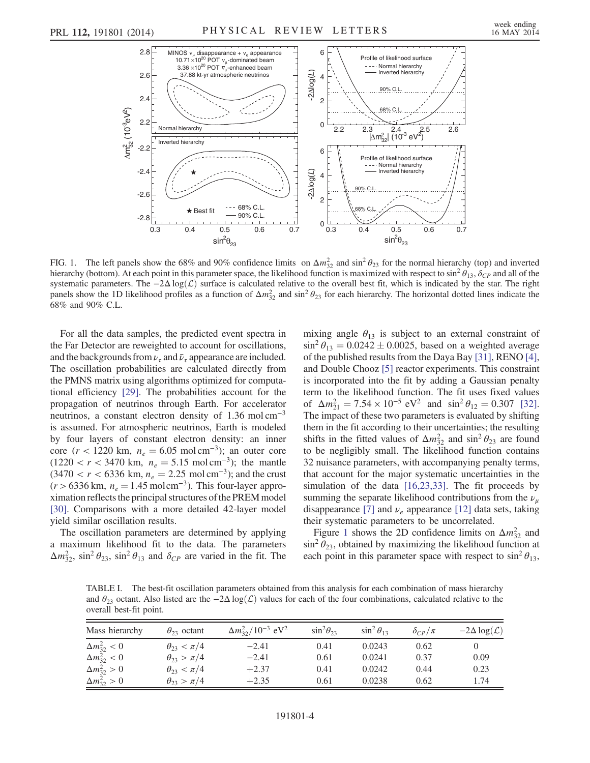FIG. 1. The left panels show the 68% and 90% confidence limits on $\Delta m^2_{32}$ and $\sin^2\theta_{23}$ for the normal hierarchy (top) and inverted hierarchy (bottom). At each point in this parameter space, the likelihood function is maximized with respect to $\sin^2\theta_{13}$, $\delta_{CP}$ and all of the systematic parameters. The $-2\Delta\log(\mathcal{L})$ surface is calculated relative to the overall best fit, which is indicated by the star. The right panels show the 1D likelihood profiles as a function of $\Delta m^2_{32}$ and $\sin^2\theta_{23}$ for each hierarchy. The horizontal dotted lines indicate the 68% and 90% C.L.

For all the data samples, the predicted event spectra in the Far Detector are reweighted to account for oscillations, and the backgrounds from $\nu_\tau$ and $\bar{\nu}_\tau$ appearance are included. The oscillation probabilities are calculated directly from the PMNS matrix using algorithms optimized for computational efficiency [29]. The probabilities account for the propagation of neutrinos through Earth. For accelerator neutrinos, a constant electron density of 1.36 mol cm$^{-3}$ is assumed. For atmospheric neutrinos, Earth is modeled by four layers of constant electron density: an inner core ($r < 1220$ km, $n_e = 6.05$ mol cm$^{-3}$); an outer core ($1220 < r < 3470$ km, $n_e = 5.15$ mol cm$^{-3}$); the mantle ($3470 < r < 6336$ km, $n_e = 2.25$ mol cm$^{-3}$); and the crust ($r > 6336$ km, $n_e = 1.45$ mol cm$^{-3}$). This four-layer approximation reflects the principal structures of the PREM model [30]. Comparisons with a more detailed 42-layer model yield similar oscillation results.

The oscillation parameters are determined by applying a maximum likelihood fit to the data. The parameters $\Delta m^2_{32}$, $\sin^2\theta_{23}$, $\sin^2\theta_{13}$ and $\delta_{CP}$ are varied in the fit. The mixing angle $\theta_{13}$ is subject to an external constraint of $\sin^2\theta_{13} = 0.0242 \pm 0.0025$, based on a weighted average of the published results from the Daya Bay [31], RENO [4], and Double Chooz [5] reactor experiments. This constraint is incorporated into the fit by adding a Gaussian penalty term to the likelihood function. The fit uses fixed values of $\Delta m^2_{21} = 7.54 \times 10^{-5}$ eV$^2$ and $\sin^2\theta_{12} = 0.307$ [32]. The impact of these two parameters is evaluated by shifting them in the fit according to their uncertainties; the resulting shifts in the fitted values of $\Delta m^2_{32}$ and $\sin^2\theta_{23}$ are found to be negligibly small. The likelihood function contains 32 nuisance parameters, with accompanying penalty terms, that account for the major systematic uncertainties in the simulation of the data [16,23,33]. The fit proceeds by summing the separate likelihood contributions from the $\nu_\mu$ disappearance [7] and $\nu_e$ appearance [12] data sets, taking their systematic parameters to be uncorrelated.

Figure 1 shows the 2D confidence limits on $\Delta m^2_{32}$ and $\sin^2\theta_{23}$, obtained by maximizing the likelihood function at each point in this parameter space with respect to $\sin^2\theta_{13}$,

TABLE I. The best-fit oscillation parameters obtained from this analysis for each combination of mass hierarchy and $\theta_{23}$ octant. Also listed are the $-2\Delta\log(\mathcal{L})$ values for each of the four combinations, calculated relative to the overall best-fit point.

| Mass hierarchy | $\theta_{23}$ octant | $\Delta m^2_{32}/10^{-3}$ eV$^2$ | $\sin^2\theta_{23}$ | $\sin^2\theta_{13}$ | $\delta_{CP}/\pi$ | $-2\Delta\log(\mathcal{L})$ |
|---|---|---|---|---|---|---|
| $\Delta m^2_{32} < 0$ | $\theta_{23} < \pi/4$ | $-2.41$ | 0.41 | 0.0243 | 0.62 | 0 |
| $\Delta m^2_{32} < 0$ | $\theta_{23} > \pi/4$ | $-2.41$ | 0.61 | 0.0241 | 0.37 | 0.09 |
| $\Delta m^2_{32} > 0$ | $\theta_{23} < \pi/4$ | $+2.37$ | 0.41 | 0.0242 | 0.44 | 0.23 |
| $\Delta m^2_{32} > 0$ | $\theta_{23} > \pi/4$ | $+2.35$ | 0.61 | 0.0238 | 0.62 | 1.74 |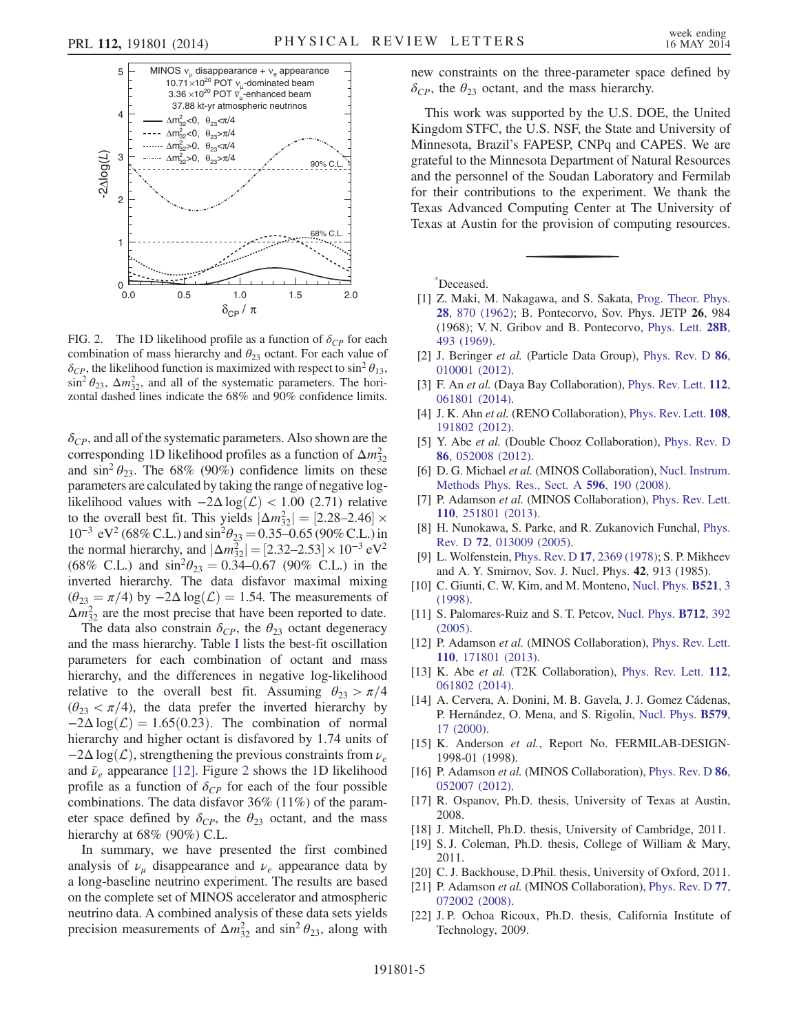FIG. 2. The 1D likelihood profile as a function of $\delta_{CP}$ for each combination of mass hierarchy and $\theta_{23}$ octant. For each value of $\delta_{CP}$, the likelihood function is maximized with respect to $\sin^2\theta_{13}$, $\sin^2\theta_{23}$, $\Delta m^2_{32}$, and all of the systematic parameters. The horizontal dashed lines indicate the 68% and 90% confidence limits.

$\delta_{CP}$, and all of the systematic parameters. Also shown are the corresponding 1D likelihood profiles as a function of $\Delta m^2_{32}$ and $\sin^2\theta_{23}$. The 68% (90%) confidence limits on these parameters are calculated by taking the range of negative log-likelihood values with $-2\Delta\log(\mathcal{L}) < 1.00$ (2.71) relative to the overall best fit. This yields $|\Delta m^2_{32}| = [2.28\text{–}2.46] \times 10^{-3}\ \text{eV}^2$ (68% C.L.) and $\sin^2\theta_{23} = 0.35\text{–}0.65$ (90% C.L.) in the normal hierarchy, and $|\Delta m^2_{32}| = [2.32\text{–}2.53] \times 10^{-3}\ \text{eV}^2$ (68% C.L.) and $\sin^2\theta_{23} = 0.34\text{–}0.67$ (90% C.L.) in the inverted hierarchy. The data disfavor maximal mixing ($\theta_{23} = \pi/4$) by $-2\Delta\log(\mathcal{L}) = 1.54$. The measurements of $\Delta m^2_{32}$ are the most precise that have been reported to date.

The data also constrain $\delta_{CP}$, the $\theta_{23}$ octant degeneracy and the mass hierarchy. Table I lists the best-fit oscillation parameters for each combination of octant and mass hierarchy, and the differences in negative log-likelihood relative to the overall best fit. Assuming $\theta_{23} > \pi/4$ ($\theta_{23} < \pi/4$), the data prefer the inverted hierarchy by $-2\Delta\log(\mathcal{L}) = 1.65(0.23)$. The combination of normal hierarchy and higher octant is disfavored by 1.74 units of $-2\Delta\log(\mathcal{L})$, strengthening the previous constraints from $\nu_e$ and $\bar{\nu}_e$ appearance [12]. Figure 2 shows the 1D likelihood profile as a function of $\delta_{CP}$ for each of the four possible combinations. The data disfavor 36% (11%) of the parameter space defined by $\delta_{CP}$, the $\theta_{23}$ octant, and the mass hierarchy at 68% (90%) C.L.

In summary, we have presented the first combined analysis of $\nu_\mu$ disappearance and $\nu_e$ appearance data by a long-baseline neutrino experiment. The results are based on the complete set of MINOS accelerator and atmospheric neutrino data. A combined analysis of these data sets yields precision measurements of $\Delta m^2_{32}$ and $\sin^2\theta_{23}$, along with new constraints on the three-parameter space defined by $\delta_{CP}$, the $\theta_{23}$ octant, and the mass hierarchy.

This work was supported by the U.S. DOE, the United Kingdom STFC, the U.S. NSF, the State and University of Minnesota, Brazil's FAPESP, CNPq and CAPES. We are grateful to the Minnesota Department of Natural Resources and the personnel of the Soudan Laboratory and Fermilab for their contributions to the experiment. We thank the Texas Advanced Computing Center at The University of Texas at Austin for the provision of computing resources.

---

*Deceased.

[1] Z. Maki, M. Nakagawa, and S. Sakata, Prog. Theor. Phys. **28**, 870 (1962); B. Pontecorvo, Sov. Phys. JETP **26**, 984 (1968); V. N. Gribov and B. Pontecorvo, Phys. Lett. **28B**, 493 (1969).

[2] J. Beringer *et al.* (Particle Data Group), Phys. Rev. D **86**, 010001 (2012).

[3] F. An *et al.* (Daya Bay Collaboration), Phys. Rev. Lett. **112**, 061801 (2014).

[4] J. K. Ahn *et al.* (RENO Collaboration), Phys. Rev. Lett. **108**, 191802 (2012).

[5] Y. Abe *et al.* (Double Chooz Collaboration), Phys. Rev. D **86**, 052008 (2012).

[6] D. G. Michael *et al.* (MINOS Collaboration), Nucl. Instrum. Methods Phys. Res., Sect. A **596**, 190 (2008).

[7] P. Adamson *et al.* (MINOS Collaboration), Phys. Rev. Lett. **110**, 251801 (2013).

[8] H. Nunokawa, S. Parke, and R. Zukanovich Funchal, Phys. Rev. D **72**, 013009 (2005).

[9] L. Wolfenstein, Phys. Rev. D **17**, 2369 (1978); S. P. Mikheev and A. Y. Smirnov, Sov. J. Nucl. Phys. **42**, 913 (1985).

[10] C. Giunti, C. W. Kim, and M. Monteno, Nucl. Phys. **B521**, 3 (1998).

[11] S. Palomares-Ruiz and S. T. Petcov, Nucl. Phys. **B712**, 392 (2005).

[12] P. Adamson *et al.* (MINOS Collaboration), Phys. Rev. Lett. **110**, 171801 (2013).

[13] K. Abe *et al.* (T2K Collaboration), Phys. Rev. Lett. **112**, 061802 (2014).

[14] A. Cervera, A. Donini, M. B. Gavela, J. J. Gomez Cádenas, P. Hernández, O. Mena, and S. Rigolin, Nucl. Phys. **B579**, 17 (2000).

[15] K. Anderson *et al.*, Report No. FERMILAB-DESIGN-1998-01 (1998).

[16] P. Adamson *et al.* (MINOS Collaboration), Phys. Rev. D **86**, 052007 (2012).

[17] R. Ospanov, Ph.D. thesis, University of Texas at Austin, 2008.

[18] J. Mitchell, Ph.D. thesis, University of Cambridge, 2011.

[19] S. J. Coleman, Ph.D. thesis, College of William & Mary, 2011.

[20] C. J. Backhouse, D.Phil. thesis, University of Oxford, 2011.

[21] P. Adamson *et al.* (MINOS Collaboration), Phys. Rev. D **77**, 072002 (2008).

[22] J. P. Ochoa Ricoux, Ph.D. thesis, California Institute of Technology, 2009.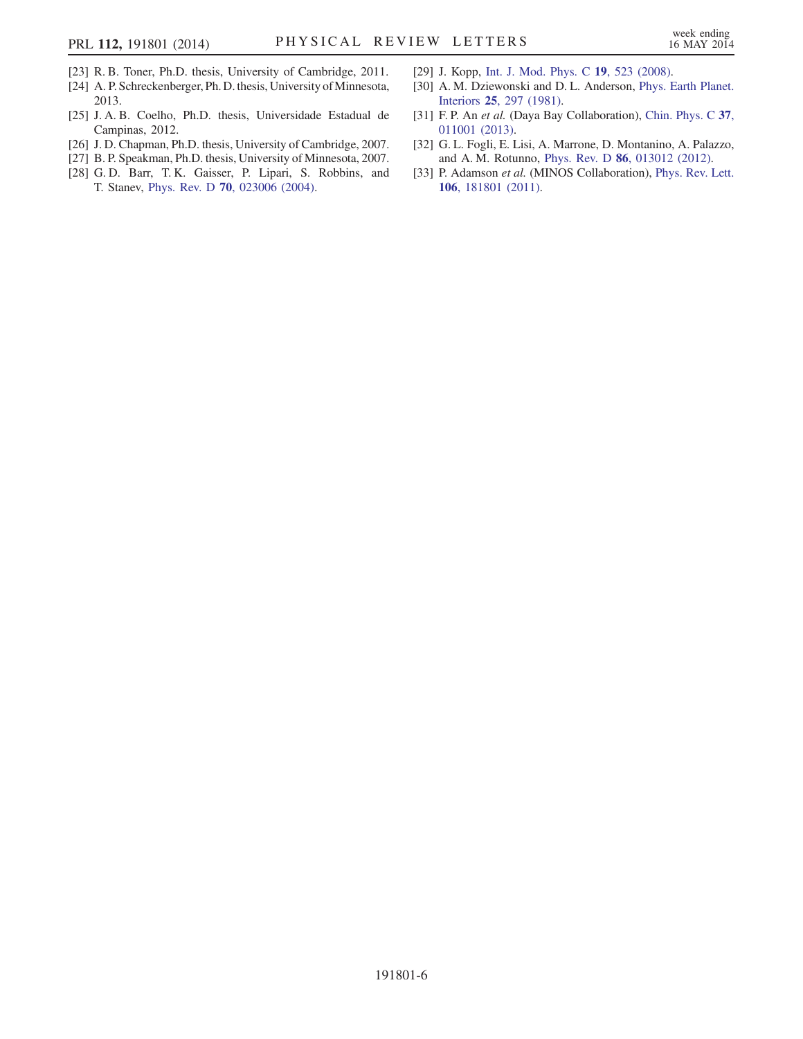[23] R. B. Toner, Ph.D. thesis, University of Cambridge, 2011.

[24] A. P. Schreckenberger, Ph. D. thesis, University of Minnesota, 2013.

[25] J. A. B. Coelho, Ph.D. thesis, Universidade Estadual de Campinas, 2012.

[26] J. D. Chapman, Ph.D. thesis, University of Cambridge, 2007.

[27] B. P. Speakman, Ph.D. thesis, University of Minnesota, 2007.

[28] G. D. Barr, T. K. Gaisser, P. Lipari, S. Robbins, and T. Stanev, Phys. Rev. D **70**, 023006 (2004).

[29] J. Kopp, Int. J. Mod. Phys. C **19**, 523 (2008).

[30] A. M. Dziewonski and D. L. Anderson, Phys. Earth Planet. Interiors **25**, 297 (1981).

[31] F. P. An *et al.* (Daya Bay Collaboration), Chin. Phys. C **37**, 011001 (2013).

[32] G. L. Fogli, E. Lisi, A. Marrone, D. Montanino, A. Palazzo, and A. M. Rotunno, Phys. Rev. D **86**, 013012 (2012).

[33] P. Adamson *et al.* (MINOS Collaboration), Phys. Rev. Lett. **106**, 181801 (2011).